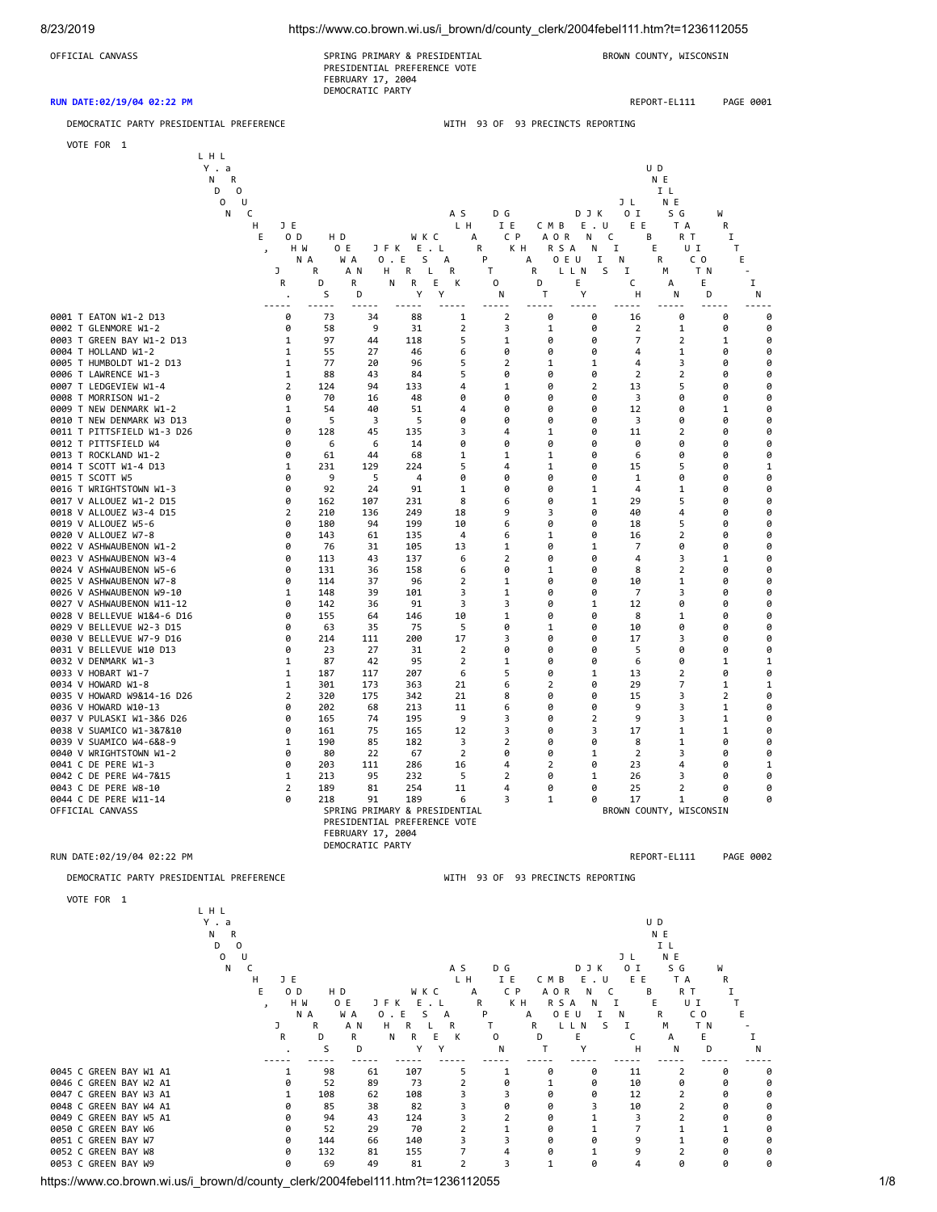OFFICIAL CANVASS

SPRING PRIMARY & PRESIDENTIAL
PRESIDENTIAL PREFERENCE VOTE
FEBRUARY 17, 2004
DEMOCRATIC PARTY

BROWN COUNTY, WISCONSIN

RUN DATE:02/19/04 02:22 PM

REPORT-EL111 PAGE 0001

DEMOCRATIC PARTY PRESIDENTIAL PREFERENCE

WITH 93 OF 93 PRECINCTS REPORTING

VOTE FOR 1

| Precinct | LYNDON H. LAROUCHE, JR. | JOHN EDWARDS | HOWARD DEAN | JOHN F. KERRY | WESLEY K. CLARK | AL SHARPTON | DICK GEPHARDT | CAROL MOSELEY BRAUN | DENNIS J. KUCINICH | JOE LIEBERMAN | UNINSTRUCTED DELEGATION | WRITE-IN |
|---|---|---|---|---|---|---|---|---|---|---|---|---|
| 0001 T EATON W1-2 D13 | 0 | 73 | 34 | 88 | 1 | 2 | 0 | 0 | 16 | 0 | 0 | 0 |
| 0002 T GLENMORE W1-2 | 0 | 58 | 9 | 31 | 2 | 3 | 1 | 0 | 2 | 1 | 0 | 0 |
| 0003 T GREEN BAY W1-2 D13 | 1 | 97 | 44 | 118 | 5 | 1 | 0 | 0 | 7 | 2 | 1 | 0 |
| 0004 T HOLLAND W1-2 | 1 | 55 | 27 | 46 | 6 | 0 | 0 | 0 | 4 | 1 | 0 | 0 |
| 0005 T HUMBOLDT W1-2 D13 | 1 | 77 | 20 | 96 | 5 | 2 | 1 | 1 | 4 | 3 | 0 | 0 |
| 0006 T LAWRENCE W1-3 | 1 | 88 | 43 | 84 | 5 | 0 | 0 | 0 | 2 | 2 | 0 | 0 |
| 0007 T LEDGEVIEW W1-4 | 2 | 124 | 94 | 133 | 4 | 1 | 0 | 2 | 13 | 5 | 0 | 0 |
| 0008 T MORRISON W1-2 | 0 | 70 | 16 | 48 | 0 | 0 | 0 | 0 | 3 | 0 | 0 | 0 |
| 0009 T NEW DENMARK W1-2 | 1 | 54 | 40 | 51 | 4 | 0 | 0 | 0 | 12 | 0 | 1 | 0 |
| 0010 T NEW DENMARK W3 D13 | 0 | 5 | 3 | 5 | 0 | 0 | 0 | 0 | 3 | 0 | 0 | 0 |
| 0011 T PITTSFIELD W1-3 D26 | 0 | 128 | 45 | 135 | 3 | 4 | 1 | 0 | 11 | 2 | 0 | 0 |
| 0012 T PITTSFIELD W4 | 0 | 6 | 6 | 14 | 0 | 0 | 0 | 0 | 0 | 0 | 0 | 0 |
| 0013 T ROCKLAND W1-2 | 0 | 61 | 44 | 68 | 1 | 1 | 1 | 0 | 6 | 0 | 0 | 0 |
| 0014 T SCOTT W1-4 D13 | 1 | 231 | 129 | 224 | 5 | 4 | 1 | 0 | 15 | 5 | 0 | 1 |
| 0015 T SCOTT W5 | 0 | 9 | 5 | 4 | 0 | 0 | 0 | 0 | 1 | 0 | 0 | 0 |
| 0016 T WRIGHTSTOWN W1-3 | 0 | 92 | 24 | 91 | 1 | 0 | 0 | 1 | 4 | 1 | 0 | 0 |
| 0017 V ALLOUEZ W1-2 D15 | 0 | 162 | 107 | 231 | 8 | 6 | 0 | 1 | 29 | 5 | 0 | 0 |
| 0018 V ALLOUEZ W3-4 D15 | 2 | 210 | 136 | 249 | 18 | 9 | 3 | 0 | 40 | 4 | 0 | 0 |
| 0019 V ALLOUEZ W5-6 | 0 | 180 | 94 | 199 | 10 | 6 | 0 | 0 | 18 | 5 | 0 | 0 |
| 0020 V ALLOUEZ W7-8 | 0 | 143 | 61 | 135 | 4 | 6 | 1 | 0 | 16 | 2 | 0 | 0 |
| 0022 V ASHWAUBENON W1-2 | 0 | 76 | 31 | 105 | 13 | 1 | 0 | 1 | 7 | 0 | 0 | 0 |
| 0023 V ASHWAUBENON W3-4 | 0 | 113 | 43 | 137 | 6 | 2 | 0 | 0 | 4 | 3 | 1 | 0 |
| 0024 V ASHWAUBENON W5-6 | 0 | 131 | 36 | 158 | 6 | 0 | 1 | 0 | 8 | 2 | 0 | 0 |
| 0025 V ASHWAUBENON W7-8 | 0 | 114 | 37 | 96 | 2 | 1 | 0 | 0 | 10 | 1 | 0 | 0 |
| 0026 V ASHWAUBENON W9-10 | 1 | 148 | 39 | 101 | 3 | 1 | 0 | 0 | 7 | 3 | 0 | 0 |
| 0027 V ASHWAUBENON W11-12 | 0 | 142 | 36 | 91 | 3 | 3 | 0 | 1 | 12 | 0 | 0 | 0 |
| 0028 V BELLEVUE W1&4-6 D16 | 0 | 155 | 64 | 146 | 10 | 1 | 0 | 0 | 8 | 1 | 0 | 0 |
| 0029 V BELLEVUE W2-3 D15 | 0 | 63 | 35 | 75 | 5 | 0 | 1 | 0 | 10 | 0 | 0 | 0 |
| 0030 V BELLEVUE W7-9 D16 | 0 | 214 | 111 | 200 | 17 | 3 | 0 | 0 | 17 | 3 | 0 | 0 |
| 0031 V BELLEVUE W10 D13 | 0 | 23 | 27 | 31 | 2 | 0 | 0 | 0 | 5 | 0 | 0 | 0 |
| 0032 V DENMARK W1-3 | 1 | 87 | 42 | 95 | 2 | 1 | 0 | 0 | 6 | 0 | 1 | 1 |
| 0033 V HOBART W1-7 | 1 | 187 | 117 | 207 | 6 | 5 | 0 | 1 | 13 | 2 | 0 | 0 |
| 0034 V HOWARD W1-8 | 1 | 301 | 173 | 363 | 21 | 6 | 2 | 0 | 29 | 7 | 1 | 1 |
| 0035 V HOWARD W9&14-16 D26 | 2 | 320 | 175 | 342 | 21 | 8 | 0 | 0 | 15 | 3 | 2 | 0 |
| 0036 V HOWARD W10-13 | 0 | 202 | 68 | 213 | 11 | 6 | 0 | 0 | 9 | 3 | 1 | 0 |
| 0037 V PULASKI W1-3&6 D26 | 0 | 165 | 74 | 195 | 9 | 3 | 0 | 2 | 9 | 3 | 1 | 0 |
| 0038 V SUAMICO W1-3&7&10 | 0 | 161 | 75 | 165 | 12 | 3 | 0 | 3 | 17 | 1 | 1 | 0 |
| 0039 V SUAMICO W4-6&8-9 | 1 | 190 | 85 | 182 | 3 | 2 | 0 | 0 | 8 | 1 | 0 | 0 |
| 0040 V WRIGHTSTOWN W1-2 | 0 | 80 | 22 | 67 | 2 | 0 | 0 | 1 | 2 | 3 | 0 | 0 |
| 0041 C DE PERE W1-3 | 0 | 203 | 111 | 286 | 16 | 4 | 2 | 0 | 23 | 4 | 0 | 1 |
| 0042 C DE PERE W4-7&15 | 1 | 213 | 95 | 232 | 5 | 2 | 0 | 1 | 26 | 3 | 0 | 0 |
| 0043 C DE PERE W8-10 | 2 | 189 | 81 | 254 | 11 | 4 | 0 | 0 | 25 | 2 | 0 | 0 |
| 0044 C DE PERE W11-14 | 0 | 218 | 91 | 189 | 6 | 3 | 1 | 0 | 17 | 1 | 0 | 0 |
| 0045 C GREEN BAY W1 A1 | 1 | 98 | 61 | 107 | 5 | 1 | 0 | 0 | 11 | 2 | 0 | 0 |
| 0046 C GREEN BAY W2 A1 | 0 | 52 | 89 | 73 | 2 | 0 | 1 | 0 | 10 | 0 | 0 | 0 |
| 0047 C GREEN BAY W3 A1 | 1 | 108 | 62 | 108 | 3 | 3 | 0 | 0 | 12 | 2 | 0 | 0 |
| 0048 C GREEN BAY W4 A1 | 0 | 85 | 38 | 82 | 3 | 0 | 0 | 3 | 10 | 2 | 0 | 0 |
| 0049 C GREEN BAY W5 A1 | 0 | 94 | 43 | 124 | 3 | 2 | 0 | 1 | 3 | 2 | 0 | 0 |
| 0050 C GREEN BAY W6 | 0 | 52 | 29 | 70 | 2 | 1 | 0 | 1 | 7 | 1 | 1 | 0 |
| 0051 C GREEN BAY W7 | 0 | 144 | 66 | 140 | 3 | 3 | 0 | 0 | 9 | 1 | 0 | 0 |
| 0052 C GREEN BAY W8 | 0 | 132 | 81 | 155 | 7 | 4 | 0 | 1 | 9 | 2 | 0 | 0 |
| 0053 C GREEN BAY W9 | 0 | 69 | 49 | 81 | 2 | 3 | 1 | 0 | 4 | 0 | 0 | 0 |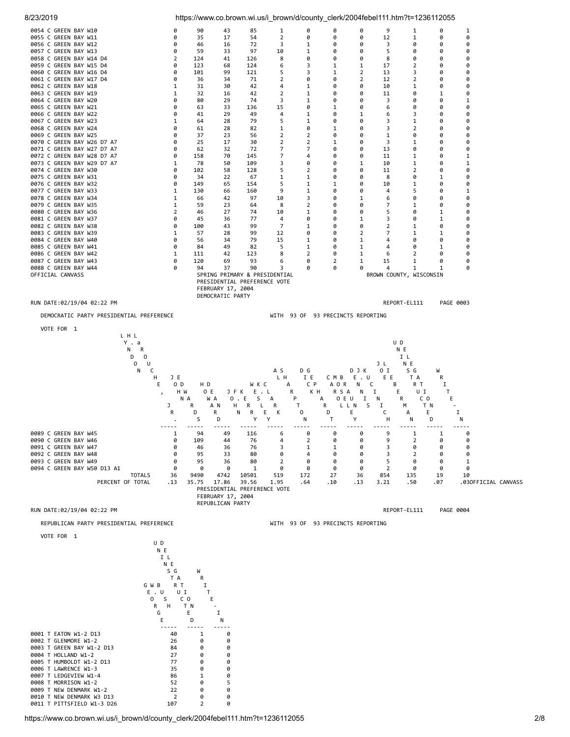| Precinct | LYNDON H. LAROUCHE JR. | JOHN EDWARDS | HOWARD DEAN | JOHN F. KERRY | WESLEY K. CLARK | AL SHARPTON | DICK GEPHARDT | CAROL MOSELEY BRAUN | DENNIS J. KUCINICH | JOE LIEBERMAN | UNINSTRUCTED DELEGATE | WRITE-IN |
|---|---|---|---|---|---|---|---|---|---|---|---|---|
| 0054 C GREEN BAY W10 | 0 | 90 | 43 | 85 | 1 | 0 | 0 | 0 | 9 | 1 | 0 | 1 |
| 0055 C GREEN BAY W11 | 0 | 35 | 17 | 54 | 2 | 0 | 0 | 0 | 12 | 1 | 0 | 0 |
| 0056 C GREEN BAY W12 | 0 | 46 | 16 | 72 | 3 | 1 | 0 | 0 | 3 | 0 | 0 | 0 |
| 0057 C GREEN BAY W13 | 0 | 59 | 33 | 97 | 10 | 1 | 0 | 0 | 5 | 0 | 0 | 0 |
| 0058 C GREEN BAY W14 D4 | 2 | 124 | 41 | 126 | 8 | 0 | 0 | 0 | 8 | 0 | 0 | 0 |
| 0059 C GREEN BAY W15 D4 | 0 | 123 | 68 | 124 | 6 | 3 | 1 | 1 | 17 | 2 | 0 | 0 |
| 0060 C GREEN BAY W16 D4 | 0 | 101 | 99 | 121 | 5 | 3 | 1 | 2 | 13 | 3 | 0 | 0 |
| 0061 C GREEN BAY W17 D4 | 0 | 36 | 34 | 71 | 2 | 0 | 0 | 2 | 12 | 2 | 0 | 0 |
| 0062 C GREEN BAY W18 | 1 | 31 | 30 | 42 | 4 | 1 | 0 | 0 | 10 | 1 | 0 | 0 |
| 0063 C GREEN BAY W19 | 1 | 32 | 16 | 42 | 2 | 1 | 0 | 0 | 11 | 0 | 1 | 0 |
| 0064 C GREEN BAY W20 | 0 | 80 | 29 | 74 | 3 | 1 | 0 | 0 | 3 | 0 | 0 | 1 |
| 0065 C GREEN BAY W21 | 0 | 63 | 33 | 136 | 15 | 0 | 1 | 0 | 6 | 0 | 0 | 0 |
| 0066 C GREEN BAY W22 | 0 | 41 | 29 | 49 | 4 | 1 | 0 | 1 | 6 | 3 | 0 | 0 |
| 0067 C GREEN BAY W23 | 1 | 64 | 28 | 79 | 5 | 1 | 0 | 0 | 3 | 1 | 0 | 0 |
| 0068 C GREEN BAY W24 | 0 | 61 | 28 | 82 | 1 | 0 | 1 | 0 | 3 | 2 | 0 | 0 |
| 0069 C GREEN BAY W25 | 0 | 37 | 23 | 56 | 2 | 2 | 0 | 0 | 1 | 0 | 0 | 0 |
| 0070 C GREEN BAY W26 D7 A7 | 0 | 25 | 17 | 30 | 2 | 2 | 1 | 0 | 3 | 1 | 0 | 0 |
| 0071 C GREEN BAY W27 D7 A7 | 0 | 62 | 32 | 72 | 7 | 7 | 0 | 0 | 13 | 0 | 0 | 0 |
| 0072 C GREEN BAY W28 D7 A7 | 0 | 158 | 70 | 145 | 7 | 4 | 0 | 0 | 11 | 1 | 0 | 1 |
| 0073 C GREEN BAY W29 D7 A7 | 1 | 78 | 50 | 109 | 3 | 0 | 0 | 1 | 10 | 1 | 0 | 1 |
| 0074 C GREEN BAY W30 | 0 | 102 | 58 | 128 | 5 | 2 | 0 | 0 | 11 | 2 | 0 | 0 |
| 0075 C GREEN BAY W31 | 0 | 34 | 22 | 67 | 1 | 1 | 0 | 0 | 8 | 0 | 1 | 0 |
| 0076 C GREEN BAY W32 | 0 | 149 | 65 | 154 | 5 | 1 | 1 | 0 | 10 | 1 | 0 | 0 |
| 0077 C GREEN BAY W33 | 1 | 130 | 66 | 160 | 9 | 1 | 0 | 0 | 4 | 5 | 0 | 1 |
| 0078 C GREEN BAY W34 | 1 | 66 | 42 | 97 | 10 | 3 | 0 | 1 | 6 | 0 | 0 | 0 |
| 0079 C GREEN BAY W35 | 1 | 59 | 23 | 64 | 8 | 2 | 0 | 0 | 7 | 1 | 0 | 0 |
| 0080 C GREEN BAY W36 | 2 | 46 | 27 | 74 | 10 | 1 | 0 | 0 | 5 | 0 | 1 | 0 |
| 0081 C GREEN BAY W37 | 0 | 45 | 36 | 77 | 4 | 0 | 0 | 1 | 3 | 0 | 1 | 0 |
| 0082 C GREEN BAY W38 | 0 | 100 | 43 | 99 | 7 | 1 | 0 | 0 | 2 | 1 | 0 | 0 |
| 0083 C GREEN BAY W39 | 1 | 57 | 28 | 99 | 12 | 0 | 0 | 2 | 7 | 1 | 1 | 0 |
| 0084 C GREEN BAY W40 | 0 | 56 | 34 | 79 | 15 | 1 | 0 | 1 | 4 | 0 | 0 | 0 |
| 0085 C GREEN BAY W41 | 0 | 84 | 49 | 82 | 5 | 1 | 0 | 1 | 4 | 0 | 1 | 0 |
| 0086 C GREEN BAY W42 | 1 | 111 | 42 | 123 | 8 | 2 | 0 | 1 | 6 | 2 | 0 | 0 |
| 0087 C GREEN BAY W43 | 0 | 120 | 69 | 93 | 6 | 0 | 2 | 1 | 15 | 1 | 0 | 0 |
| 0088 C GREEN BAY W44 | 0 | 94 | 37 | 90 | 3 | 0 | 0 | 0 | 4 | 1 | 1 | 0 |

OFFICIAL CANVASS — SPRING PRIMARY & PRESIDENTIAL — BROWN COUNTY, WISCONSIN

PRESIDENTIAL PREFERENCE VOTE

FEBRUARY 17, 2004

DEMOCRATIC PARTY

RUN DATE:02/19/04 02:22 PM — REPORT-EL111 — PAGE 0003

DEMOCRATIC PARTY PRESIDENTIAL PREFERENCE — WITH 93 OF 93 PRECINCTS REPORTING

VOTE FOR 1

| Precinct | LYNDON H. LAROUCHE JR. | JOHN EDWARDS | HOWARD DEAN | JOHN F. KERRY | WESLEY K. CLARK | AL SHARPTON | DICK GEPHARDT | CAROL MOSELEY BRAUN | DENNIS J. KUCINICH | JOE LIEBERMAN | UNINSTRUCTED DELEGATE | WRITE-IN |
|---|---|---|---|---|---|---|---|---|---|---|---|---|
| 0089 C GREEN BAY W45 | 1 | 94 | 49 | 116 | 6 | 0 | 0 | 0 | 9 | 1 | 1 | 0 |
| 0090 C GREEN BAY W46 | 0 | 109 | 44 | 76 | 4 | 2 | 0 | 0 | 9 | 2 | 0 | 0 |
| 0091 C GREEN BAY W47 | 0 | 46 | 36 | 76 | 3 | 1 | 1 | 0 | 3 | 0 | 0 | 0 |
| 0092 C GREEN BAY W48 | 0 | 95 | 33 | 80 | 0 | 4 | 0 | 0 | 3 | 2 | 0 | 0 |
| 0093 C GREEN BAY W49 | 0 | 95 | 36 | 80 | 2 | 0 | 0 | 0 | 5 | 0 | 0 | 1 |
| 0094 C GREEN BAY W50 D13 A1 | 0 | 0 | 0 | 1 | 0 | 0 | 0 | 0 | 2 | 0 | 0 | 0 |
| TOTALS | 36 | 9490 | 4742 | 10501 | 519 | 172 | 27 | 36 | 854 | 135 | 19 | 10 |
| PERCENT OF TOTAL | .13 | 35.75 | 17.86 | 39.56 | 1.95 | .64 | .10 | .13 | 3.21 | .50 | .07 | .03 |

OFFICIAL CANVASS

PRESIDENTIAL PREFERENCE VOTE

FEBRUARY 17, 2004

REPUBLICAN PARTY

RUN DATE:02/19/04 02:22 PM — REPORT-EL111 — PAGE 0004

REPUBLICAN PARTY PRESIDENTIAL PREFERENCE — WITH 93 OF 93 PRECINCTS REPORTING

VOTE FOR 1

| Precinct | GEORGE W. BUSH | UNINSTRUCTED DELEGATE | WRITE-IN |
|---|---|---|---|
| 0001 T EATON W1-2 D13 | 40 | 1 | 0 |
| 0002 T GLENMORE W1-2 | 26 | 0 | 0 |
| 0003 T GREEN BAY W1-2 D13 | 84 | 0 | 0 |
| 0004 T HOLLAND W1-2 | 27 | 0 | 0 |
| 0005 T HUMBOLDT W1-2 D13 | 77 | 0 | 0 |
| 0006 T LAWRENCE W1-3 | 35 | 0 | 0 |
| 0007 T LEDGEVIEW W1-4 | 86 | 1 | 0 |
| 0008 T MORRISON W1-2 | 52 | 0 | 5 |
| 0009 T NEW DENMARK W1-2 | 22 | 0 | 0 |
| 0010 T NEW DENMARK W3 D13 | 2 | 0 | 0 |
| 0011 T PITTSFIELD W1-3 D26 | 107 | 2 | 0 |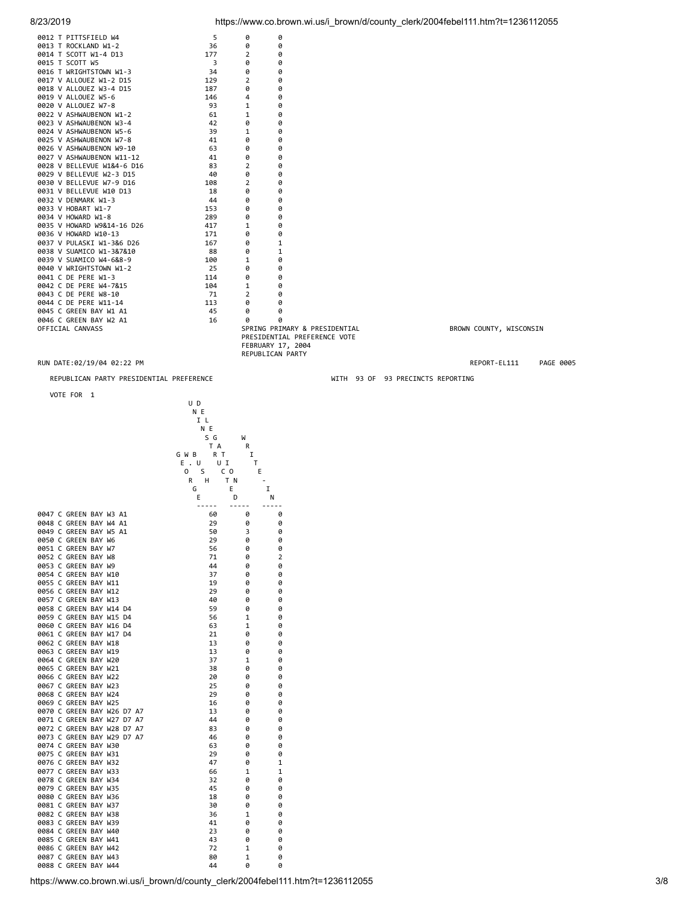| Precinct | GEORGE W. BUSH | UNINSTRUCTED DELEGATION | WRITE-IN |
|---|---|---|---|
| 0012 T PITTSFIELD W4 | 5 | 0 | 0 |
| 0013 T ROCKLAND W1-2 | 36 | 0 | 0 |
| 0014 T SCOTT W1-4 D13 | 177 | 2 | 0 |
| 0015 T SCOTT W5 | 3 | 0 | 0 |
| 0016 T WRIGHTSTOWN W1-3 | 34 | 0 | 0 |
| 0017 V ALLOUEZ W1-2 D15 | 129 | 2 | 0 |
| 0018 V ALLOUEZ W3-4 D15 | 187 | 0 | 0 |
| 0019 V ALLOUEZ W5-6 | 146 | 4 | 0 |
| 0020 V ALLOUEZ W7-8 | 93 | 1 | 0 |
| 0022 V ASHWAUBENON W1-2 | 61 | 1 | 0 |
| 0023 V ASHWAUBENON W3-4 | 42 | 0 | 0 |
| 0024 V ASHWAUBENON W5-6 | 39 | 1 | 0 |
| 0025 V ASHWAUBENON W7-8 | 41 | 0 | 0 |
| 0026 V ASHWAUBENON W9-10 | 63 | 0 | 0 |
| 0027 V ASHWAUBENON W11-12 | 41 | 0 | 0 |
| 0028 V BELLEVUE W1&4-6 D16 | 83 | 2 | 0 |
| 0029 V BELLEVUE W2-3 D15 | 40 | 0 | 0 |
| 0030 V BELLEVUE W7-9 D16 | 108 | 2 | 0 |
| 0031 V BELLEVUE W10 D13 | 18 | 0 | 0 |
| 0032 V DENMARK W1-3 | 44 | 0 | 0 |
| 0033 V HOBART W1-7 | 153 | 0 | 0 |
| 0034 V HOWARD W1-8 | 289 | 0 | 0 |
| 0035 V HOWARD W9&14-16 D26 | 417 | 1 | 0 |
| 0036 V HOWARD W10-13 | 171 | 0 | 0 |
| 0037 V PULASKI W1-3&6 D26 | 167 | 0 | 1 |
| 0038 V SUAMICO W1-3&7&10 | 88 | 0 | 1 |
| 0039 V SUAMICO W4-6&8-9 | 100 | 1 | 0 |
| 0040 V WRIGHTSTOWN W1-2 | 25 | 0 | 0 |
| 0041 C DE PERE W1-3 | 114 | 0 | 0 |
| 0042 C DE PERE W4-7&15 | 104 | 1 | 0 |
| 0043 C DE PERE W8-10 | 71 | 2 | 0 |
| 0044 C DE PERE W11-14 | 113 | 0 | 0 |
| 0045 C GREEN BAY W1 A1 | 45 | 0 | 0 |
| 0046 C GREEN BAY W2 A1 | 16 | 0 | 0 |

OFFICIAL CANVASS

SPRING PRIMARY & PRESIDENTIAL
PRESIDENTIAL PREFERENCE VOTE
FEBRUARY 17, 2004
REPUBLICAN PARTY

BROWN COUNTY, WISCONSIN

RUN DATE:02/19/04 02:22 PM

REPORT-EL111 PAGE 0005

REPUBLICAN PARTY PRESIDENTIAL PREFERENCE

WITH 93 OF 93 PRECINCTS REPORTING

VOTE FOR 1

| Precinct | GEORGE W. BUSH | UNINSTRUCTED DELEGATION | WRITE-IN |
|---|---|---|---|
| 0047 C GREEN BAY W3 A1 | 60 | 0 | 0 |
| 0048 C GREEN BAY W4 A1 | 29 | 0 | 0 |
| 0049 C GREEN BAY W5 A1 | 50 | 3 | 0 |
| 0050 C GREEN BAY W6 | 29 | 0 | 0 |
| 0051 C GREEN BAY W7 | 56 | 0 | 0 |
| 0052 C GREEN BAY W8 | 71 | 0 | 2 |
| 0053 C GREEN BAY W9 | 44 | 0 | 0 |
| 0054 C GREEN BAY W10 | 37 | 0 | 0 |
| 0055 C GREEN BAY W11 | 19 | 0 | 0 |
| 0056 C GREEN BAY W12 | 29 | 0 | 0 |
| 0057 C GREEN BAY W13 | 40 | 0 | 0 |
| 0058 C GREEN BAY W14 D4 | 59 | 0 | 0 |
| 0059 C GREEN BAY W15 D4 | 56 | 1 | 0 |
| 0060 C GREEN BAY W16 D4 | 63 | 1 | 0 |
| 0061 C GREEN BAY W17 D4 | 21 | 0 | 0 |
| 0062 C GREEN BAY W18 | 13 | 0 | 0 |
| 0063 C GREEN BAY W19 | 13 | 0 | 0 |
| 0064 C GREEN BAY W20 | 37 | 1 | 0 |
| 0065 C GREEN BAY W21 | 38 | 0 | 0 |
| 0066 C GREEN BAY W22 | 20 | 0 | 0 |
| 0067 C GREEN BAY W23 | 25 | 0 | 0 |
| 0068 C GREEN BAY W24 | 29 | 0 | 0 |
| 0069 C GREEN BAY W25 | 16 | 0 | 0 |
| 0070 C GREEN BAY W26 D7 A7 | 13 | 0 | 0 |
| 0071 C GREEN BAY W27 D7 A7 | 44 | 0 | 0 |
| 0072 C GREEN BAY W28 D7 A7 | 83 | 0 | 0 |
| 0073 C GREEN BAY W29 D7 A7 | 46 | 0 | 0 |
| 0074 C GREEN BAY W30 | 63 | 0 | 0 |
| 0075 C GREEN BAY W31 | 29 | 0 | 0 |
| 0076 C GREEN BAY W32 | 47 | 0 | 1 |
| 0077 C GREEN BAY W33 | 66 | 1 | 1 |
| 0078 C GREEN BAY W34 | 32 | 0 | 0 |
| 0079 C GREEN BAY W35 | 45 | 0 | 0 |
| 0080 C GREEN BAY W36 | 18 | 0 | 0 |
| 0081 C GREEN BAY W37 | 30 | 0 | 0 |
| 0082 C GREEN BAY W38 | 36 | 1 | 0 |
| 0083 C GREEN BAY W39 | 41 | 0 | 0 |
| 0084 C GREEN BAY W40 | 23 | 0 | 0 |
| 0085 C GREEN BAY W41 | 43 | 0 | 0 |
| 0086 C GREEN BAY W42 | 72 | 1 | 0 |
| 0087 C GREEN BAY W43 | 80 | 1 | 0 |
| 0088 C GREEN BAY W44 | 44 | 0 | 0 |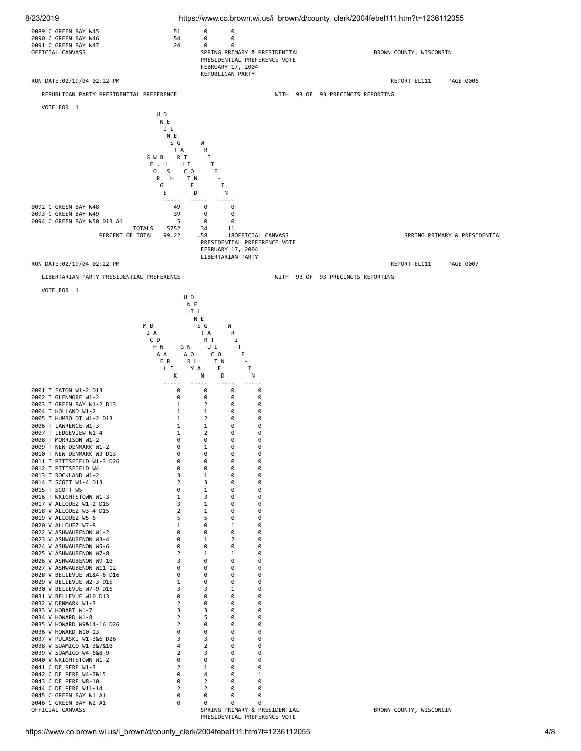| Precinct | | | |
|---|---|---|---|
| 0089 C GREEN BAY W45 | 51 | 0 | 0 |
| 0090 C GREEN BAY W46 | 54 | 0 | 0 |
| 0091 C GREEN BAY W47 | 24 | 0 | 0 |

OFFICIAL CANVASS

SPRING PRIMARY & PRESIDENTIAL
PRESIDENTIAL PREFERENCE VOTE
FEBRUARY 17, 2004
REPUBLICAN PARTY

BROWN COUNTY, WISCONSIN

RUN DATE:02/19/04 02:22 PM

REPORT-EL111 PAGE 0006

REPUBLICAN PARTY PRESIDENTIAL PREFERENCE WITH 93 OF 93 PRECINCTS REPORTING

VOTE FOR 1

| Precinct | GEORGE W. BUSH | UNINSTRUCTED DELEGATION | WRITE-IN |
|---|---|---|---|
| 0092 C GREEN BAY W48 | 49 | 0 | 0 |
| 0093 C GREEN BAY W49 | 39 | 0 | 0 |
| 0094 C GREEN BAY W50 D13 A1 | 5 | 0 | 0 |
| TOTALS | 5752 | 34 | 11 |
| PERCENT OF TOTAL | 99.22 | .58 | .18 |

OFFICIAL CANVASS

SPRING PRIMARY & PRESIDENTIAL
PRESIDENTIAL PREFERENCE VOTE
FEBRUARY 17, 2004
LIBERTARIAN PARTY

RUN DATE:02/19/04 02:22 PM

REPORT-EL111 PAGE 0007

LIBERTARIAN PARTY PRESIDENTIAL PREFERENCE WITH 93 OF 93 PRECINCTS REPORTING

VOTE FOR 1

| Precinct | MICHAEL BADNARIK | GARY NOLAN | UNINSTRUCTED DELEGATION | WRITE-IN |
|---|---|---|---|---|
| 0001 T EATON W1-2 D13 | 0 | 0 | 0 | 0 |
| 0002 T GLENMORE W1-2 | 0 | 0 | 0 | 0 |
| 0003 T GREEN BAY W1-2 D13 | 1 | 2 | 0 | 0 |
| 0004 T HOLLAND W1-2 | 1 | 1 | 0 | 0 |
| 0005 T HUMBOLDT W1-2 D13 | 1 | 2 | 0 | 0 |
| 0006 T LAWRENCE W1-3 | 1 | 1 | 0 | 0 |
| 0007 T LEDGEVIEW W1-4 | 1 | 2 | 0 | 0 |
| 0008 T MORRISON W1-2 | 0 | 0 | 0 | 0 |
| 0009 T NEW DENMARK W1-2 | 0 | 1 | 0 | 0 |
| 0010 T NEW DENMARK W3 D13 | 0 | 0 | 0 | 0 |
| 0011 T PITTSFIELD W1-3 D26 | 0 | 0 | 0 | 0 |
| 0012 T PITTSFIELD W4 | 0 | 0 | 0 | 0 |
| 0013 T ROCKLAND W1-2 | 3 | 1 | 0 | 0 |
| 0014 T SCOTT W1-4 D13 | 2 | 3 | 0 | 0 |
| 0015 T SCOTT W5 | 0 | 1 | 0 | 0 |
| 0016 T WRIGHTSTOWN W1-3 | 1 | 3 | 0 | 0 |
| 0017 V ALLOUEZ W1-2 D15 | 3 | 1 | 0 | 0 |
| 0018 V ALLOUEZ W3-4 D15 | 2 | 1 | 0 | 0 |
| 0019 V ALLOUEZ W5-6 | 5 | 5 | 0 | 0 |
| 0020 V ALLOUEZ W7-8 | 1 | 0 | 1 | 0 |
| 0022 V ASHWAUBENON W1-2 | 0 | 0 | 0 | 0 |
| 0023 V ASHWAUBENON W3-4 | 0 | 1 | 2 | 0 |
| 0024 V ASHWAUBENON W5-6 | 0 | 0 | 0 | 0 |
| 0025 V ASHWAUBENON W7-8 | 2 | 1 | 1 | 0 |
| 0026 V ASHWAUBENON W9-10 | 3 | 0 | 0 | 0 |
| 0027 V ASHWAUBENON W11-12 | 0 | 0 | 0 | 0 |
| 0028 V BELLEVUE W1&4-6 D16 | 0 | 0 | 0 | 0 |
| 0029 V BELLEVUE W2-3 D15 | 1 | 0 | 0 | 0 |
| 0030 V BELLEVUE W7-9 D16 | 3 | 3 | 1 | 0 |
| 0031 V BELLEVUE W10 D13 | 0 | 0 | 0 | 0 |
| 0032 V DENMARK W1-3 | 2 | 0 | 0 | 0 |
| 0033 V HOBART W1-7 | 3 | 3 | 0 | 0 |
| 0034 V HOWARD W1-8 | 2 | 5 | 0 | 0 |
| 0035 V HOWARD W9&14-16 D26 | 2 | 0 | 0 | 0 |
| 0036 V HOWARD W10-13 | 0 | 0 | 0 | 0 |
| 0037 V PULASKI W1-3&6 D26 | 3 | 3 | 0 | 0 |
| 0038 V SUAMICO W1-3&7&10 | 4 | 2 | 0 | 0 |
| 0039 V SUAMICO W4-6&8-9 | 2 | 3 | 0 | 0 |
| 0040 V WRIGHTSTOWN W1-2 | 0 | 0 | 0 | 0 |
| 0041 C DE PERE W1-3 | 2 | 1 | 0 | 0 |
| 0042 C DE PERE W4-7&15 | 0 | 4 | 0 | 1 |
| 0043 C DE PERE W8-10 | 0 | 2 | 0 | 0 |
| 0044 C DE PERE W11-14 | 2 | 2 | 0 | 0 |
| 0045 C GREEN BAY W1 A1 | 0 | 0 | 0 | 0 |
| 0046 C GREEN BAY W2 A1 | 0 | 0 | 0 | 0 |

OFFICIAL CANVASS

SPRING PRIMARY & PRESIDENTIAL
PRESIDENTIAL PREFERENCE VOTE

BROWN COUNTY, WISCONSIN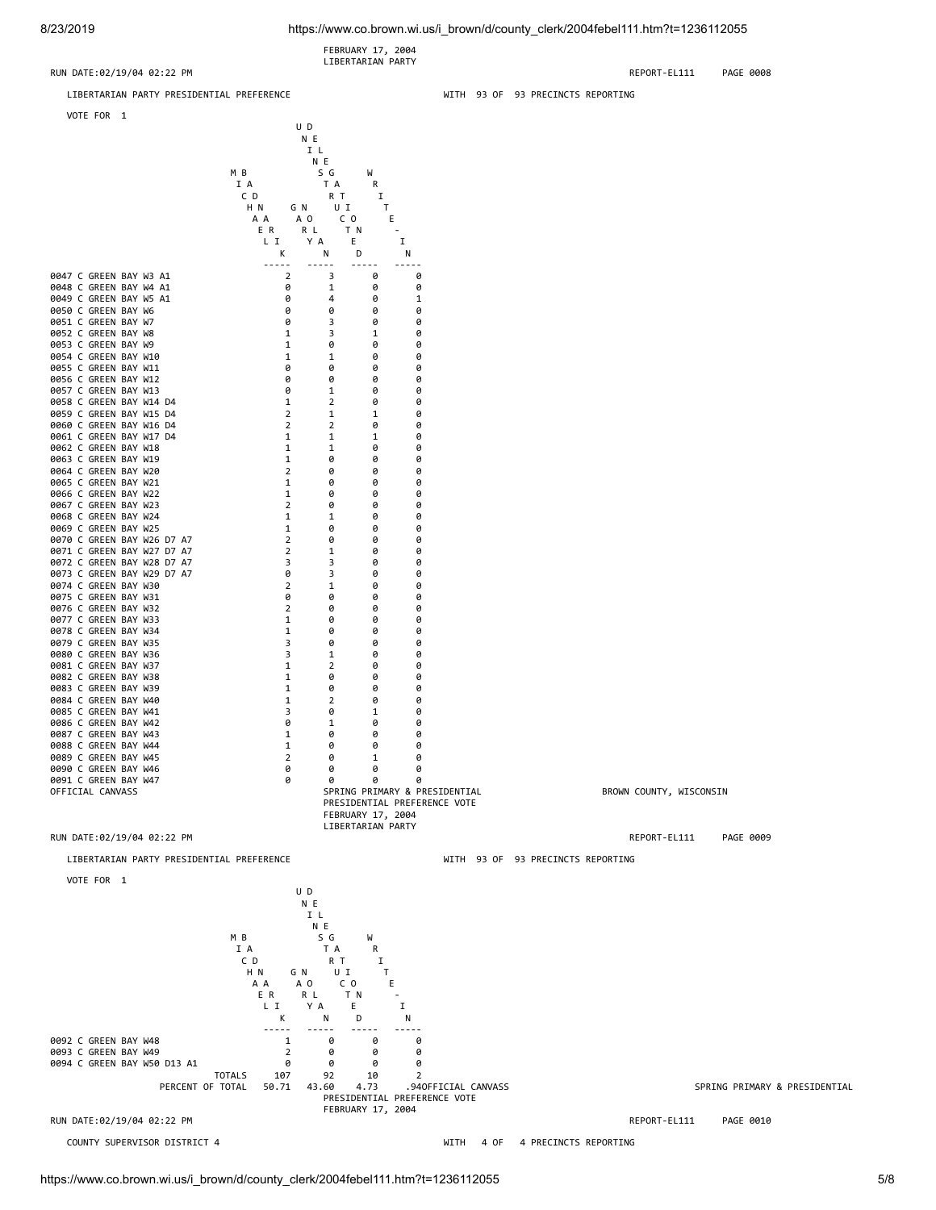FEBRUARY 17, 2004
LIBERTARIAN PARTY

RUN DATE:02/19/04 02:22 PM REPORT-EL111 PAGE 0008

LIBERTARIAN PARTY PRESIDENTIAL PREFERENCE WITH 93 OF 93 PRECINCTS REPORTING

VOTE FOR 1

| | MICHAEL BADNARIK | GARY NOLAN | UNINSTRUCTED DELEGATION | WRITE-IN |
|---|---|---|---|---|
| 0047 C GREEN BAY W3 A1 | 2 | 3 | 0 | 0 |
| 0048 C GREEN BAY W4 A1 | 0 | 1 | 0 | 0 |
| 0049 C GREEN BAY W5 A1 | 0 | 4 | 0 | 1 |
| 0050 C GREEN BAY W6 | 0 | 0 | 0 | 0 |
| 0051 C GREEN BAY W7 | 0 | 3 | 0 | 0 |
| 0052 C GREEN BAY W8 | 1 | 3 | 1 | 0 |
| 0053 C GREEN BAY W9 | 1 | 0 | 0 | 0 |
| 0054 C GREEN BAY W10 | 1 | 1 | 0 | 0 |
| 0055 C GREEN BAY W11 | 0 | 0 | 0 | 0 |
| 0056 C GREEN BAY W12 | 0 | 0 | 0 | 0 |
| 0057 C GREEN BAY W13 | 0 | 1 | 0 | 0 |
| 0058 C GREEN BAY W14 D4 | 1 | 2 | 0 | 0 |
| 0059 C GREEN BAY W15 D4 | 2 | 1 | 1 | 0 |
| 0060 C GREEN BAY W16 D4 | 2 | 2 | 0 | 0 |
| 0061 C GREEN BAY W17 D4 | 1 | 1 | 1 | 0 |
| 0062 C GREEN BAY W18 | 1 | 1 | 0 | 0 |
| 0063 C GREEN BAY W19 | 1 | 0 | 0 | 0 |
| 0064 C GREEN BAY W20 | 2 | 0 | 0 | 0 |
| 0065 C GREEN BAY W21 | 1 | 0 | 0 | 0 |
| 0066 C GREEN BAY W22 | 1 | 0 | 0 | 0 |
| 0067 C GREEN BAY W23 | 2 | 0 | 0 | 0 |
| 0068 C GREEN BAY W24 | 1 | 1 | 0 | 0 |
| 0069 C GREEN BAY W25 | 1 | 0 | 0 | 0 |
| 0070 C GREEN BAY W26 D7 A7 | 2 | 0 | 0 | 0 |
| 0071 C GREEN BAY W27 D7 A7 | 2 | 1 | 0 | 0 |
| 0072 C GREEN BAY W28 D7 A7 | 3 | 3 | 0 | 0 |
| 0073 C GREEN BAY W29 D7 A7 | 0 | 3 | 0 | 0 |
| 0074 C GREEN BAY W30 | 2 | 1 | 0 | 0 |
| 0075 C GREEN BAY W31 | 0 | 0 | 0 | 0 |
| 0076 C GREEN BAY W32 | 2 | 0 | 0 | 0 |
| 0077 C GREEN BAY W33 | 1 | 0 | 0 | 0 |
| 0078 C GREEN BAY W34 | 1 | 0 | 0 | 0 |
| 0079 C GREEN BAY W35 | 3 | 0 | 0 | 0 |
| 0080 C GREEN BAY W36 | 3 | 1 | 0 | 0 |
| 0081 C GREEN BAY W37 | 1 | 2 | 0 | 0 |
| 0082 C GREEN BAY W38 | 1 | 0 | 0 | 0 |
| 0083 C GREEN BAY W39 | 1 | 0 | 0 | 0 |
| 0084 C GREEN BAY W40 | 1 | 2 | 0 | 0 |
| 0085 C GREEN BAY W41 | 3 | 0 | 1 | 0 |
| 0086 C GREEN BAY W42 | 0 | 1 | 0 | 0 |
| 0087 C GREEN BAY W43 | 1 | 0 | 0 | 0 |
| 0088 C GREEN BAY W44 | 1 | 0 | 0 | 0 |
| 0089 C GREEN BAY W45 | 2 | 0 | 1 | 0 |
| 0090 C GREEN BAY W46 | 0 | 0 | 0 | 0 |
| 0091 C GREEN BAY W47 | 0 | 0 | 0 | 0 |

OFFICIAL CANVASS SPRING PRIMARY & PRESIDENTIAL BROWN COUNTY, WISCONSIN
PRESIDENTIAL PREFERENCE VOTE
FEBRUARY 17, 2004
LIBERTARIAN PARTY

RUN DATE:02/19/04 02:22 PM REPORT-EL111 PAGE 0009

LIBERTARIAN PARTY PRESIDENTIAL PREFERENCE WITH 93 OF 93 PRECINCTS REPORTING

VOTE FOR 1

| | MICHAEL BADNARIK | GARY NOLAN | UNINSTRUCTED DELEGATION | WRITE-IN |
|---|---|---|---|---|
| 0092 C GREEN BAY W48 | 1 | 0 | 0 | 0 |
| 0093 C GREEN BAY W49 | 2 | 0 | 0 | 0 |
| 0094 C GREEN BAY W50 D13 A1 | 0 | 0 | 0 | 0 |
| TOTALS | 107 | 92 | 10 | 2 |
| PERCENT OF TOTAL | 50.71 | 43.60 | 4.73 | .94 |

OFFICIAL CANVASS SPRING PRIMARY & PRESIDENTIAL
PRESIDENTIAL PREFERENCE VOTE
FEBRUARY 17, 2004

RUN DATE:02/19/04 02:22 PM REPORT-EL111 PAGE 0010

COUNTY SUPERVISOR DISTRICT 4 WITH 4 OF 4 PRECINCTS REPORTING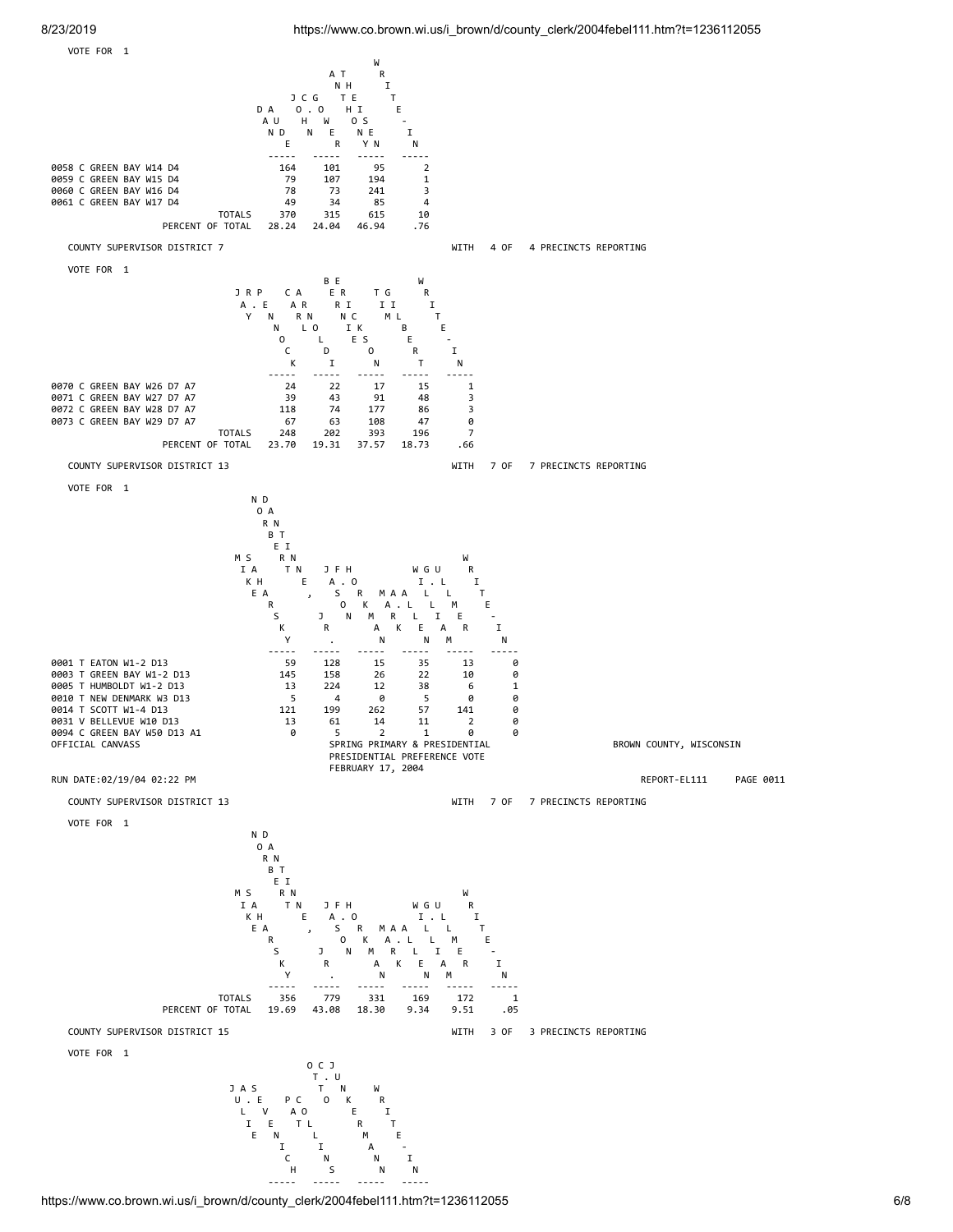VOTE FOR 1

| Precinct | DAN AUDE | JOHN C. GOWER | ANTHONY THEISEN | WRITE-IN |
|---|---|---|---|---|
| 0058 C GREEN BAY W14 D4 | 164 | 101 | 95 | 2 |
| 0059 C GREEN BAY W15 D4 | 79 | 107 | 194 | 1 |
| 0060 C GREEN BAY W16 D4 | 78 | 73 | 241 | 3 |
| 0061 C GREEN BAY W17 D4 | 49 | 34 | 85 | 4 |
| TOTALS | 370 | 315 | 615 | 10 |
| PERCENT OF TOTAL | 28.24 | 24.04 | 46.94 | .76 |

COUNTY SUPERVISOR DISTRICT 7 WITH 4 OF 4 PRECINCTS REPORTING

VOTE FOR 1

| Precinct | JAY R. PENNOCK | CARL ARNOLDI | BERNIE ERICKSON | TIM GILBERT | WRITE-IN |
|---|---|---|---|---|---|
| 0070 C GREEN BAY W26 D7 A7 | 24 | 22 | 17 | 15 | 1 |
| 0071 C GREEN BAY W27 D7 A7 | 39 | 43 | 91 | 48 | 3 |
| 0072 C GREEN BAY W28 D7 A7 | 118 | 74 | 177 | 86 | 3 |
| 0073 C GREEN BAY W29 D7 A7 | 67 | 63 | 108 | 47 | 0 |
| TOTALS | 248 | 202 | 393 | 196 | 7 |
| PERCENT OF TOTAL | 23.70 | 19.31 | 37.57 | 18.73 | .66 |

COUNTY SUPERVISOR DISTRICT 13 WITH 7 OF 7 PRECINCTS REPORTING

VOTE FOR 1

| Precinct | MIKE SAHARSKY | NORBERT DANTINNE, JR. | JASON F. HORKMAN | MARK A. ALLEN | WILLIAM G. ULLMER | WRITE-IN |
|---|---|---|---|---|---|---|
| 0001 T EATON W1-2 D13 | 59 | 128 | 15 | 35 | 13 | 0 |
| 0003 T GREEN BAY W1-2 D13 | 145 | 158 | 26 | 22 | 10 | 0 |
| 0005 T HUMBOLDT W1-2 D13 | 13 | 224 | 12 | 38 | 6 | 1 |
| 0010 T NEW DENMARK W3 D13 | 5 | 4 | 0 | 5 | 0 | 0 |
| 0014 T SCOTT W1-4 D13 | 121 | 199 | 262 | 57 | 141 | 0 |
| 0031 V BELLEVUE W10 D13 | 13 | 61 | 14 | 11 | 2 | 0 |
| 0094 C GREEN BAY W50 D13 A1 | 0 | 5 | 2 | 1 | 0 | 0 |
| TOTALS | 356 | 779 | 331 | 169 | 172 | 1 |
| PERCENT OF TOTAL | 19.69 | 43.08 | 18.30 | 9.34 | 9.51 | .05 |

COUNTY SUPERVISOR DISTRICT 15 WITH 3 OF 3 PRECINCTS REPORTING

VOTE FOR 1

| Precinct | JULIE A. SEVENICH | PAT COLLINS | OTTO C. JUNKERMANN | WRITE-IN |
|---|---|---|---|---|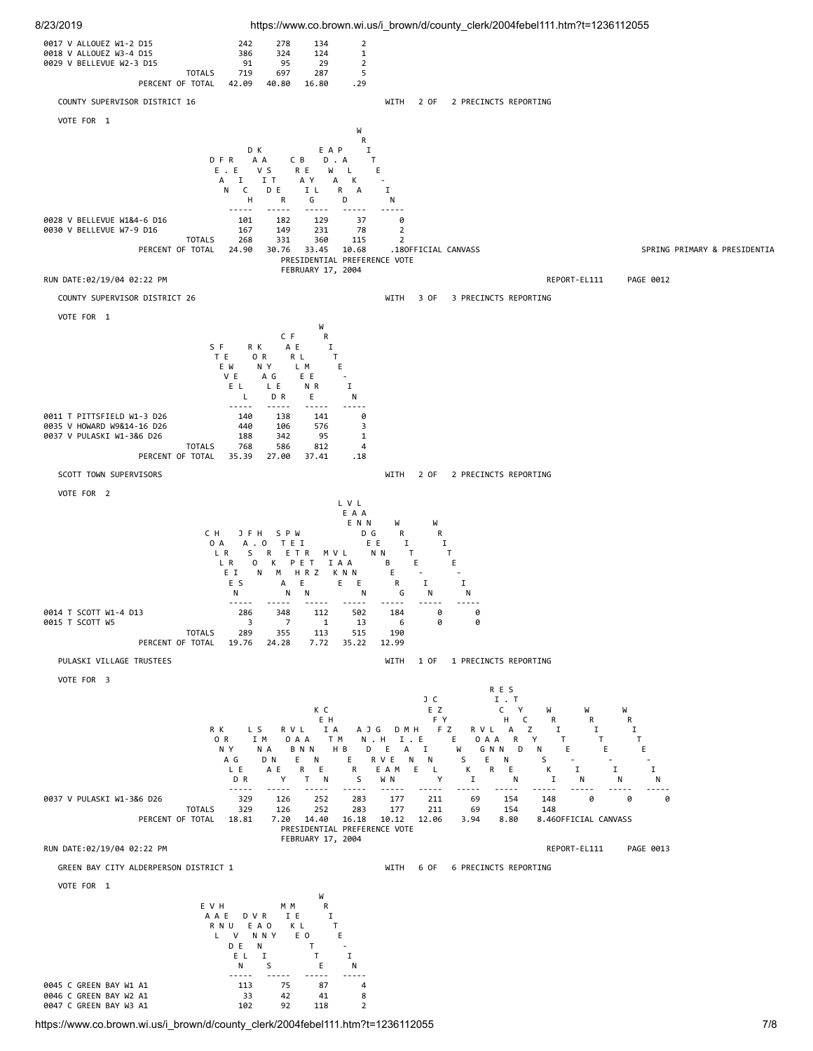| Precinct | | | | |
|---|---|---|---|---|
| 0017 V ALLOUEZ W1-2 D15 | 242 | 278 | 134 | 2 |
| 0018 V ALLOUEZ W3-4 D15 | 386 | 324 | 124 | 1 |
| 0029 V BELLEVUE W2-3 D15 | 91 | 95 | 29 | 2 |
| TOTALS | 719 | 697 | 287 | 5 |
| PERCENT OF TOTAL | 42.09 | 40.80 | 16.80 | .29 |

COUNTY SUPERVISOR DISTRICT 16 WITH 2 OF 2 PRECINCTS REPORTING

VOTE FOR 1

| Precinct | DEAN F. REICH | DAVID KASTER | CRAIG BEYL | EDWARD A. PALKA | WRITE-IN |
|---|---|---|---|---|---|
| 0028 V BELLEVUE W1&4-6 D16 | 101 | 182 | 129 | 37 | 0 |
| 0030 V BELLEVUE W7-9 D16 | 167 | 149 | 231 | 78 | 2 |
| TOTALS | 268 | 331 | 360 | 115 | 2 |
| PERCENT OF TOTAL | 24.90 | 30.76 | 33.45 | 10.68 | .18 |

OFFICIAL CANVASS SPRING PRIMARY & PRESIDENTIAL PREFERENCE VOTE FEBRUARY 17, 2004

RUN DATE:02/19/04 02:22 PM REPORT-EL111 PAGE 0012

COUNTY SUPERVISOR DISTRICT 26 WITH 3 OF 3 PRECINCTS REPORTING

VOTE FOR 1

| Precinct | STEVE FEWELL | RONALD KRYGER | CARLENE FELMER | WRITE-IN |
|---|---|---|---|---|
| 0011 T PITTSFIELD W1-3 D26 | 140 | 138 | 141 | 0 |
| 0035 V HOWARD W9&14-16 D26 | 440 | 106 | 576 | 3 |
| 0037 V PULASKI W1-3&6 D26 | 188 | 342 | 95 | 1 |
| TOTALS | 768 | 586 | 812 | 4 |
| PERCENT OF TOTAL | 35.39 | 27.00 | 37.41 | .18 |

SCOTT TOWN SUPERVISORS WITH 2 OF 2 PRECINCTS REPORTING

VOTE FOR 2

| Precinct | COLLEEN HARRIS | JASON F. HORKMAN | STEPHEN PETER WIRTZ | MIKE VAN LANEN | LEE VANDEN LANGEN | WRITE-IN | WRITE-IN |
|---|---|---|---|---|---|---|---|
| 0014 T SCOTT W1-4 D13 | 286 | 348 | 112 | 502 | 184 | 0 | 0 |
| 0015 T SCOTT W5 | 3 | 7 | 1 | 13 | 6 | 0 | 0 |
| TOTALS | 289 | 355 | 113 | 515 | 190 | | |
| PERCENT OF TOTAL | 19.76 | 24.28 | 7.72 | 35.22 | 12.99 | | |

PULASKI VILLAGE TRUSTEES WITH 1 OF 1 PRECINCTS REPORTING

VOTE FOR 3

| Precinct | RONALD KRYGER | LINDA SMANEY | ROBERT VAN LANEN | KEITH CHAMBERS | ANDREW J. GHEEM | DIANE M. HEINLY | JEFFREY CZYZEWSKI | ROGER VAN LANEN | RICHARD E. STYCZYNSKI | WRITE-IN | WRITE-IN | WRITE-IN |
|---|---|---|---|---|---|---|---|---|---|---|---|---|
| 0037 V PULASKI W1-3&6 D26 | 329 | 126 | 252 | 283 | 177 | 211 | 69 | 154 | 148 | 0 | 0 | 0 |
| TOTALS | 329 | 126 | 252 | 283 | 177 | 211 | 69 | 154 | 148 | | | |
| PERCENT OF TOTAL | 18.81 | 7.20 | 14.40 | 16.18 | 10.12 | 12.06 | 3.94 | 8.80 | 8.46 | | | |

OFFICIAL CANVASS SPRING PRIMARY & PRESIDENTIAL PREFERENCE VOTE FEBRUARY 17, 2004

RUN DATE:02/19/04 02:22 PM REPORT-EL111 PAGE 0013

GREEN BAY CITY ALDERPERSON DISTRICT 1 WITH 6 OF 6 PRECINCTS REPORTING

VOTE FOR 1

| Precinct | EARL VANDEN HEUVEL | DENNIS VAN ROY | MIKE MELOTTE | WRITE-IN |
|---|---|---|---|---|
| 0045 C GREEN BAY W1 A1 | 113 | 75 | 87 | 4 |
| 0046 C GREEN BAY W2 A1 | 33 | 42 | 41 | 8 |
| 0047 C GREEN BAY W3 A1 | 102 | 92 | 118 | 2 |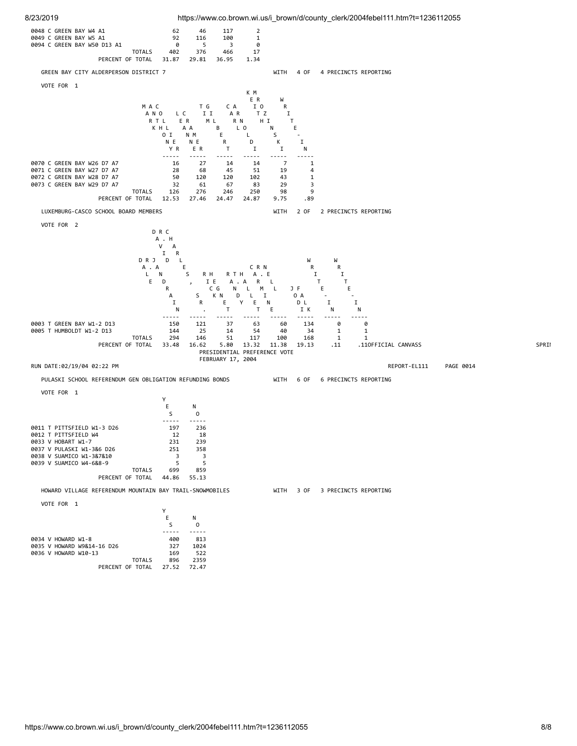| | | | | |
|---|---|---|---|---|
| 0048 C GREEN BAY W4 A1 | 62 | 46 | 117 | 2 |
| 0049 C GREEN BAY W5 A1 | 92 | 116 | 100 | 1 |
| 0094 C GREEN BAY W50 D13 A1 | 0 | 5 | 3 | 0 |
| TOTALS | 402 | 376 | 466 | 17 |
| PERCENT OF TOTAL | 31.87 | 29.81 | 36.95 | 1.34 |

## GREEN BAY CITY ALDERPERSON DISTRICT 7

WITH 4 OF 4 PRECINCTS REPORTING

VOTE FOR 1

| | MARK ANTHONY COLLIER | LEANNE CRAMER | TIM GILBERT | CARL ARNOLDI | KEITH MROZINSKI | WRITE-IN |
|---|---|---|---|---|---|---|
| 0070 C GREEN BAY W26 D7 A7 | 16 | 27 | 14 | 14 | 7 | 1 |
| 0071 C GREEN BAY W27 D7 A7 | 28 | 68 | 45 | 51 | 19 | 4 |
| 0072 C GREEN BAY W28 D7 A7 | 50 | 120 | 120 | 102 | 43 | 1 |
| 0073 C GREEN BAY W29 D7 A7 | 32 | 61 | 67 | 83 | 29 | 3 |
| TOTALS | 126 | 276 | 246 | 250 | 98 | 9 |
| PERCENT OF TOTAL | 12.53 | 27.46 | 24.47 | 24.87 | 9.75 | .89 |

## LUXEMBURG-CASCO SCHOOL BOARD MEMBERS

WITH 2 OF 2 PRECINCTS REPORTING

VOTE FOR 2

| | DALE R. JANDRAIN | DAVID R. CHARLES, SR. | RICK HEGNET | RANDY T. HALLET | CARMINE R. NELL | JODI FALK | WRITE-IN | WRITE-IN |
|---|---|---|---|---|---|---|---|---|
| 0003 T GREEN BAY W1-2 D13 | 150 | 121 | 37 | 63 | 60 | 134 | 0 | 0 |
| 0005 T HUMBOLDT W1-2 D13 | 144 | 25 | 14 | 54 | 40 | 34 | 1 | 1 |
| TOTALS | 294 | 146 | 51 | 117 | 100 | 168 | 1 | 1 |
| PERCENT OF TOTAL | 33.48 | 16.62 | 5.80 | 13.32 | 11.38 | 19.13 | .11 | .11 |

OFFICIAL CANVASS SPRI

PRESIDENTIAL PREFERENCE VOTE
FEBRUARY 17, 2004

RUN DATE:02/19/04 02:22 PM REPORT-EL111 PAGE 0014

## PULASKI SCHOOL REFERENDUM GEN OBLIGATION REFUNDING BONDS

WITH 6 OF 6 PRECINCTS REPORTING

VOTE FOR 1

| | YES | NO |
|---|---|---|
| 0011 T PITTSFIELD W1-3 D26 | 197 | 236 |
| 0012 T PITTSFIELD W4 | 12 | 18 |
| 0033 V HOBART W1-7 | 231 | 239 |
| 0037 V PULASKI W1-3&6 D26 | 251 | 358 |
| 0038 V SUAMICO W1-3&7&10 | 3 | 3 |
| 0039 V SUAMICO W4-6&8-9 | 5 | 5 |
| TOTALS | 699 | 859 |
| PERCENT OF TOTAL | 44.86 | 55.13 |

## HOWARD VILLAGE REFERENDUM MOUNTAIN BAY TRAIL-SNOWMOBILES

WITH 3 OF 3 PRECINCTS REPORTING

VOTE FOR 1

| | YES | NO |
|---|---|---|
| 0034 V HOWARD W1-8 | 400 | 813 |
| 0035 V HOWARD W9&14-16 D26 | 327 | 1024 |
| 0036 V HOWARD W10-13 | 169 | 522 |
| TOTALS | 896 | 2359 |
| PERCENT OF TOTAL | 27.52 | 72.47 |